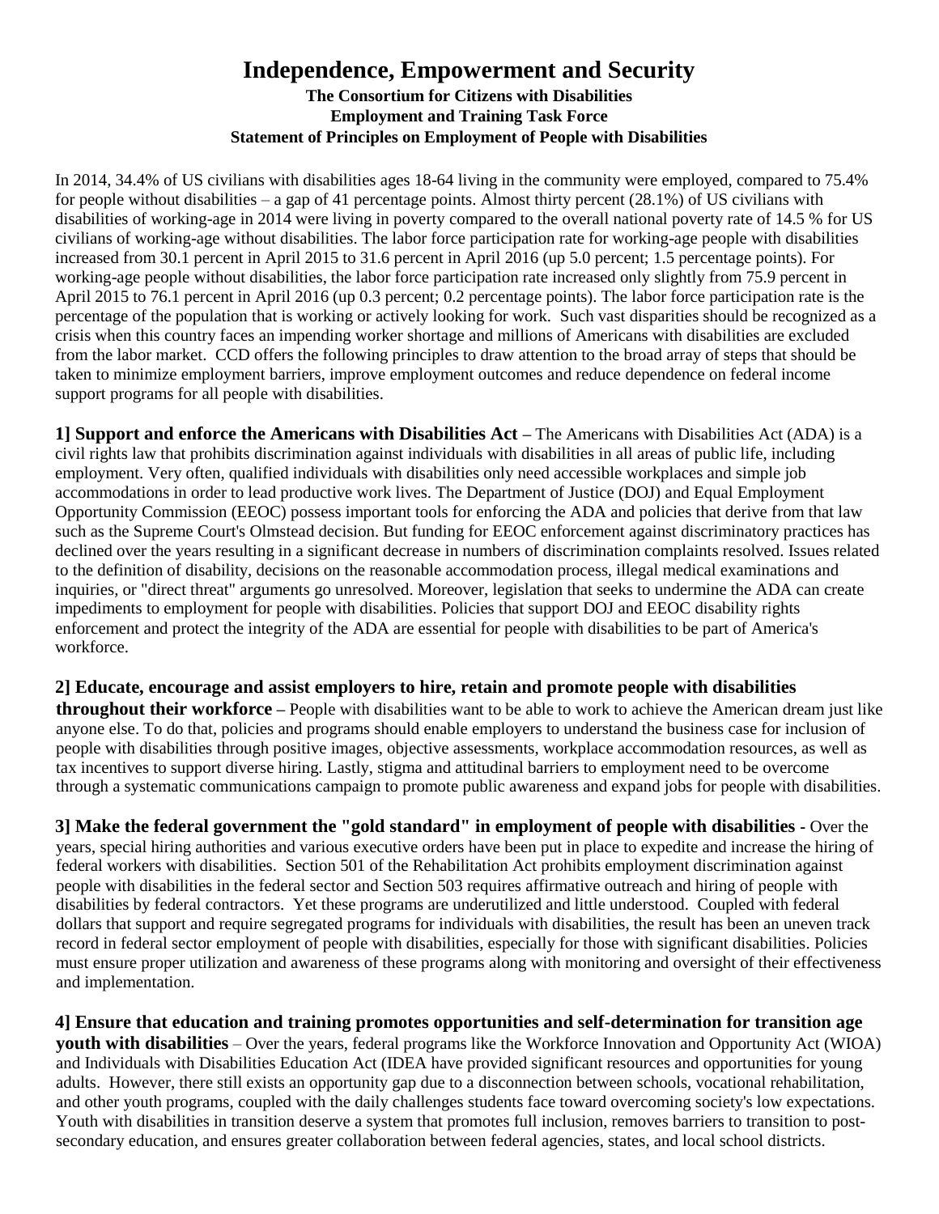# Independence, Empowerment and Security

**The Consortium for Citizens with Disabilities**
**Employment and Training Task Force**
**Statement of Principles on Employment of People with Disabilities**

In 2014, 34.4% of US civilians with disabilities ages 18-64 living in the community were employed, compared to 75.4% for people without disabilities – a gap of 41 percentage points. Almost thirty percent (28.1%) of US civilians with disabilities of working-age in 2014 were living in poverty compared to the overall national poverty rate of 14.5 % for US civilians of working-age without disabilities. The labor force participation rate for working-age people with disabilities increased from 30.1 percent in April 2015 to 31.6 percent in April 2016 (up 5.0 percent; 1.5 percentage points). For working-age people without disabilities, the labor force participation rate increased only slightly from 75.9 percent in April 2015 to 76.1 percent in April 2016 (up 0.3 percent; 0.2 percentage points). The labor force participation rate is the percentage of the population that is working or actively looking for work. Such vast disparities should be recognized as a crisis when this country faces an impending worker shortage and millions of Americans with disabilities are excluded from the labor market. CCD offers the following principles to draw attention to the broad array of steps that should be taken to minimize employment barriers, improve employment outcomes and reduce dependence on federal income support programs for all people with disabilities.

**1] Support and enforce the Americans with Disabilities Act –** The Americans with Disabilities Act (ADA) is a civil rights law that prohibits discrimination against individuals with disabilities in all areas of public life, including employment. Very often, qualified individuals with disabilities only need accessible workplaces and simple job accommodations in order to lead productive work lives. The Department of Justice (DOJ) and Equal Employment Opportunity Commission (EEOC) possess important tools for enforcing the ADA and policies that derive from that law such as the Supreme Court's Olmstead decision. But funding for EEOC enforcement against discriminatory practices has declined over the years resulting in a significant decrease in numbers of discrimination complaints resolved. Issues related to the definition of disability, decisions on the reasonable accommodation process, illegal medical examinations and inquiries, or "direct threat" arguments go unresolved. Moreover, legislation that seeks to undermine the ADA can create impediments to employment for people with disabilities. Policies that support DOJ and EEOC disability rights enforcement and protect the integrity of the ADA are essential for people with disabilities to be part of America's workforce.

**2] Educate, encourage and assist employers to hire, retain and promote people with disabilities throughout their workforce –** People with disabilities want to be able to work to achieve the American dream just like anyone else. To do that, policies and programs should enable employers to understand the business case for inclusion of people with disabilities through positive images, objective assessments, workplace accommodation resources, as well as tax incentives to support diverse hiring. Lastly, stigma and attitudinal barriers to employment need to be overcome through a systematic communications campaign to promote public awareness and expand jobs for people with disabilities.

**3] Make the federal government the "gold standard" in employment of people with disabilities** - Over the years, special hiring authorities and various executive orders have been put in place to expedite and increase the hiring of federal workers with disabilities. Section 501 of the Rehabilitation Act prohibits employment discrimination against people with disabilities in the federal sector and Section 503 requires affirmative outreach and hiring of people with disabilities by federal contractors. Yet these programs are underutilized and little understood. Coupled with federal dollars that support and require segregated programs for individuals with disabilities, the result has been an uneven track record in federal sector employment of people with disabilities, especially for those with significant disabilities. Policies must ensure proper utilization and awareness of these programs along with monitoring and oversight of their effectiveness and implementation.

**4] Ensure that education and training promotes opportunities and self-determination for transition age youth with disabilities** – Over the years, federal programs like the Workforce Innovation and Opportunity Act (WIOA) and Individuals with Disabilities Education Act (IDEA have provided significant resources and opportunities for young adults. However, there still exists an opportunity gap due to a disconnection between schools, vocational rehabilitation, and other youth programs, coupled with the daily challenges students face toward overcoming society's low expectations. Youth with disabilities in transition deserve a system that promotes full inclusion, removes barriers to transition to post-secondary education, and ensures greater collaboration between federal agencies, states, and local school districts.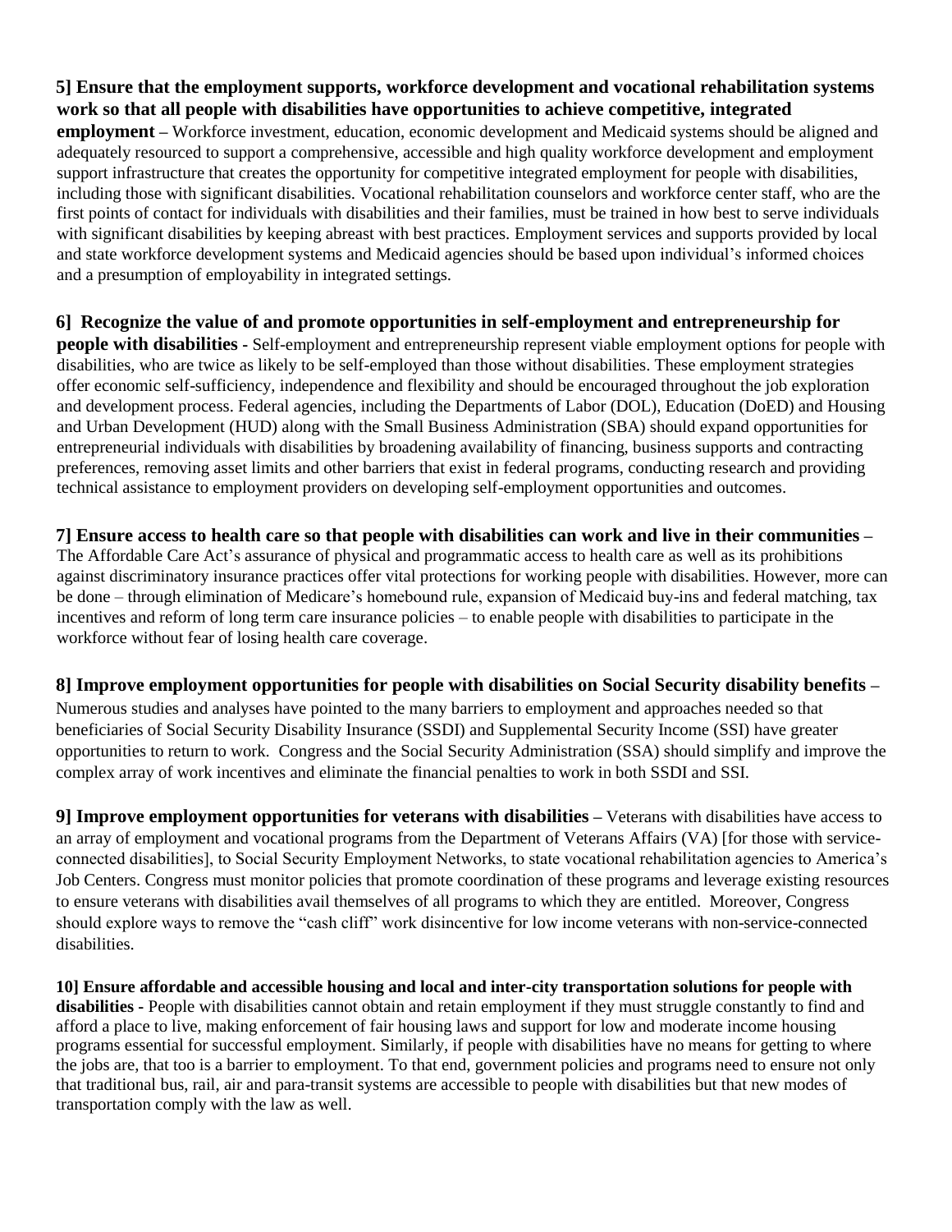**5] Ensure that the employment supports, workforce development and vocational rehabilitation systems work so that all people with disabilities have opportunities to achieve competitive, integrated employment** – Workforce investment, education, economic development and Medicaid systems should be aligned and adequately resourced to support a comprehensive, accessible and high quality workforce development and employment support infrastructure that creates the opportunity for competitive integrated employment for people with disabilities, including those with significant disabilities. Vocational rehabilitation counselors and workforce center staff, who are the first points of contact for individuals with disabilities and their families, must be trained in how best to serve individuals with significant disabilities by keeping abreast with best practices. Employment services and supports provided by local and state workforce development systems and Medicaid agencies should be based upon individual's informed choices and a presumption of employability in integrated settings.

**6] Recognize the value of and promote opportunities in self-employment and entrepreneurship for people with disabilities** - Self-employment and entrepreneurship represent viable employment options for people with disabilities, who are twice as likely to be self-employed than those without disabilities. These employment strategies offer economic self-sufficiency, independence and flexibility and should be encouraged throughout the job exploration and development process. Federal agencies, including the Departments of Labor (DOL), Education (DoED) and Housing and Urban Development (HUD) along with the Small Business Administration (SBA) should expand opportunities for entrepreneurial individuals with disabilities by broadening availability of financing, business supports and contracting preferences, removing asset limits and other barriers that exist in federal programs, conducting research and providing technical assistance to employment providers on developing self-employment opportunities and outcomes.

**7] Ensure access to health care so that people with disabilities can work and live in their communities** – The Affordable Care Act's assurance of physical and programmatic access to health care as well as its prohibitions against discriminatory insurance practices offer vital protections for working people with disabilities. However, more can be done – through elimination of Medicare's homebound rule, expansion of Medicaid buy-ins and federal matching, tax incentives and reform of long term care insurance policies – to enable people with disabilities to participate in the workforce without fear of losing health care coverage.

**8] Improve employment opportunities for people with disabilities on Social Security disability benefits** – Numerous studies and analyses have pointed to the many barriers to employment and approaches needed so that beneficiaries of Social Security Disability Insurance (SSDI) and Supplemental Security Income (SSI) have greater opportunities to return to work. Congress and the Social Security Administration (SSA) should simplify and improve the complex array of work incentives and eliminate the financial penalties to work in both SSDI and SSI.

**9] Improve employment opportunities for veterans with disabilities** – Veterans with disabilities have access to an array of employment and vocational programs from the Department of Veterans Affairs (VA) [for those with service-connected disabilities], to Social Security Employment Networks, to state vocational rehabilitation agencies to America's Job Centers. Congress must monitor policies that promote coordination of these programs and leverage existing resources to ensure veterans with disabilities avail themselves of all programs to which they are entitled. Moreover, Congress should explore ways to remove the "cash cliff" work disincentive for low income veterans with non-service-connected disabilities.

**10] Ensure affordable and accessible housing and local and inter-city transportation solutions for people with disabilities** - People with disabilities cannot obtain and retain employment if they must struggle constantly to find and afford a place to live, making enforcement of fair housing laws and support for low and moderate income housing programs essential for successful employment. Similarly, if people with disabilities have no means for getting to where the jobs are, that too is a barrier to employment. To that end, government policies and programs need to ensure not only that traditional bus, rail, air and para-transit systems are accessible to people with disabilities but that new modes of transportation comply with the law as well.